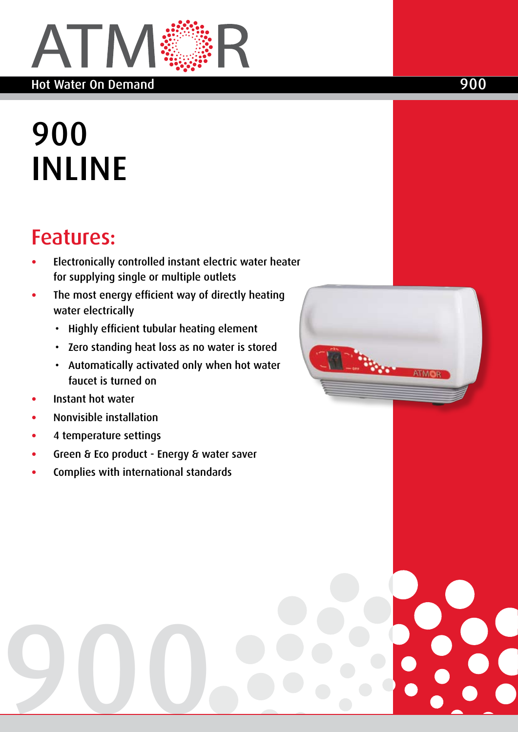ATMOR

Hot Water On Demand

# 900 INLINE

## Features:

- Electronically controlled instant electric water heater for supplying single or multiple outlets
- The most energy efficient way of directly heating water electrically
  - Highly efficient tubular heating element
  - Zero standing heat loss as no water is stored
  - Automatically activated only when hot water faucet is turned on
- Instant hot water
- Nonvisible installation
- 4 temperature settings
- Green & Eco product - Energy & water saver
- Complies with international standards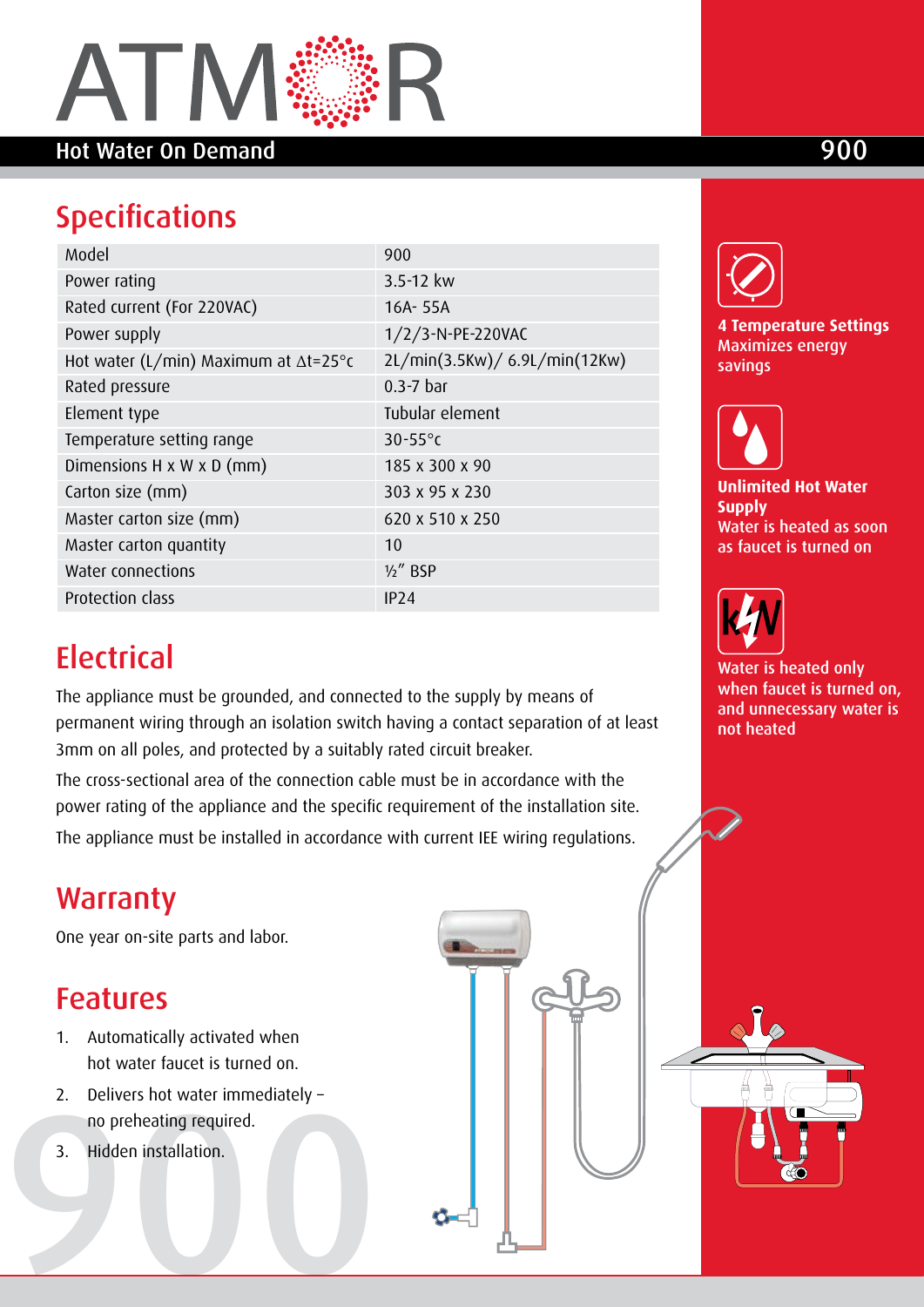# ATMOR

Hot Water On Demand

900

## Specifications

| | |
|---|---|
| Model | 900 |
| Power rating | 3.5-12 kw |
| Rated current (For 220VAC) | 16A- 55A |
| Power supply | 1/2/3-N-PE-220VAC |
| Hot water (L/min) Maximum at $\Delta t$=25°c | 2L/min(3.5Kw)/ 6.9L/min(12Kw) |
| Rated pressure | 0.3-7 bar |
| Element type | Tubular element |
| Temperature setting range | 30-55°c |
| Dimensions H x W x D (mm) | 185 x 300 x 90 |
| Carton size (mm) | 303 x 95 x 230 |
| Master carton size (mm) | 620 x 510 x 250 |
| Master carton quantity | 10 |
| Water connections | ½" BSP |
| Protection class | IP24 |

## Electrical

The appliance must be grounded, and connected to the supply by means of permanent wiring through an isolation switch having a contact separation of at least 3mm on all poles, and protected by a suitably rated circuit breaker.

The cross-sectional area of the connection cable must be in accordance with the power rating of the appliance and the specific requirement of the installation site.

The appliance must be installed in accordance with current IEE wiring regulations.

## Warranty

One year on-site parts and labor.

## Features

1. Automatically activated when hot water faucet is turned on.
2. Delivers hot water immediately – no preheating required.
3. Hidden installation.

**4 Temperature Settings**
Maximizes energy savings

**Unlimited Hot Water Supply**
Water is heated as soon as faucet is turned on

Water is heated only when faucet is turned on, and unnecessary water is not heated